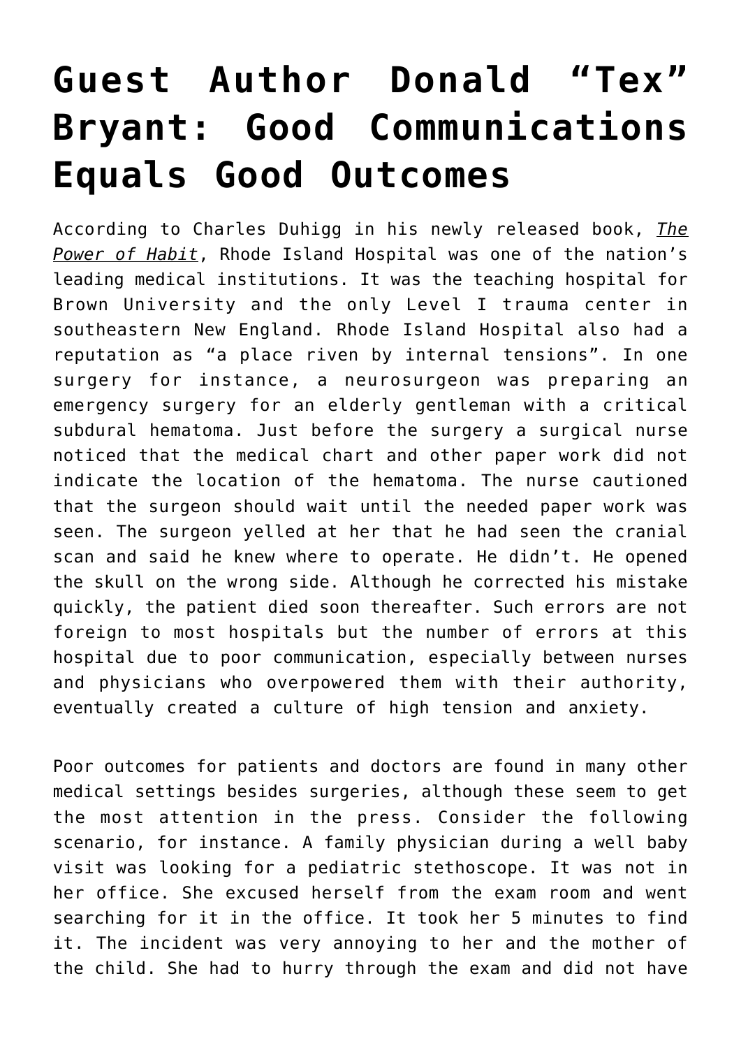# Guest Author Donald "Tex" Bryant: Good Communications Equals Good Outcomes

According to Charles Duhigg in his newly released book, *The Power of Habit*, Rhode Island Hospital was one of the nation's leading medical institutions. It was the teaching hospital for Brown University and the only Level I trauma center in southeastern New England. Rhode Island Hospital also had a reputation as "a place riven by internal tensions". In one surgery for instance, a neurosurgeon was preparing an emergency surgery for an elderly gentleman with a critical subdural hematoma. Just before the surgery a surgical nurse noticed that the medical chart and other paper work did not indicate the location of the hematoma. The nurse cautioned that the surgeon should wait until the needed paper work was seen. The surgeon yelled at her that he had seen the cranial scan and said he knew where to operate. He didn't. He opened the skull on the wrong side. Although he corrected his mistake quickly, the patient died soon thereafter. Such errors are not foreign to most hospitals but the number of errors at this hospital due to poor communication, especially between nurses and physicians who overpowered them with their authority, eventually created a culture of high tension and anxiety.

Poor outcomes for patients and doctors are found in many other medical settings besides surgeries, although these seem to get the most attention in the press. Consider the following scenario, for instance. A family physician during a well baby visit was looking for a pediatric stethoscope. It was not in her office. She excused herself from the exam room and went searching for it in the office. It took her 5 minutes to find it. The incident was very annoying to her and the mother of the child. She had to hurry through the exam and did not have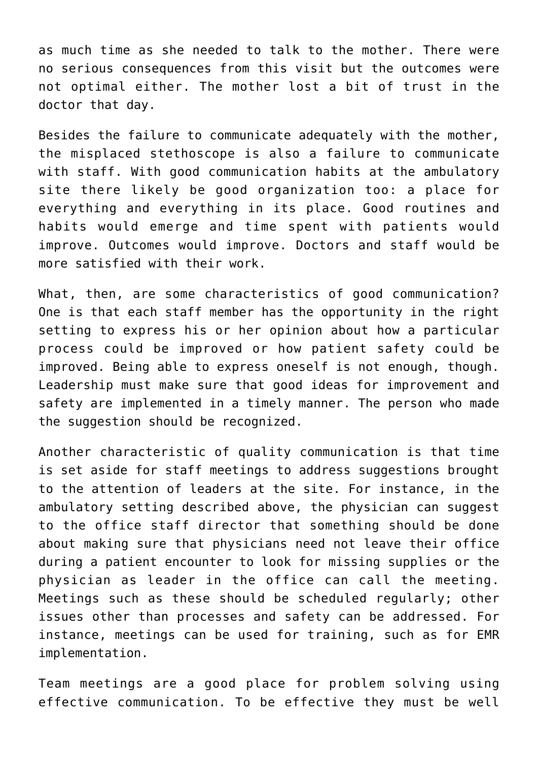as much time as she needed to talk to the mother. There were no serious consequences from this visit but the outcomes were not optimal either. The mother lost a bit of trust in the doctor that day.

Besides the failure to communicate adequately with the mother, the misplaced stethoscope is also a failure to communicate with staff. With good communication habits at the ambulatory site there likely be good organization too: a place for everything and everything in its place. Good routines and habits would emerge and time spent with patients would improve. Outcomes would improve. Doctors and staff would be more satisfied with their work.

What, then, are some characteristics of good communication? One is that each staff member has the opportunity in the right setting to express his or her opinion about how a particular process could be improved or how patient safety could be improved. Being able to express oneself is not enough, though. Leadership must make sure that good ideas for improvement and safety are implemented in a timely manner. The person who made the suggestion should be recognized.

Another characteristic of quality communication is that time is set aside for staff meetings to address suggestions brought to the attention of leaders at the site. For instance, in the ambulatory setting described above, the physician can suggest to the office staff director that something should be done about making sure that physicians need not leave their office during a patient encounter to look for missing supplies or the physician as leader in the office can call the meeting. Meetings such as these should be scheduled regularly; other issues other than processes and safety can be addressed. For instance, meetings can be used for training, such as for EMR implementation.

Team meetings are a good place for problem solving using effective communication. To be effective they must be well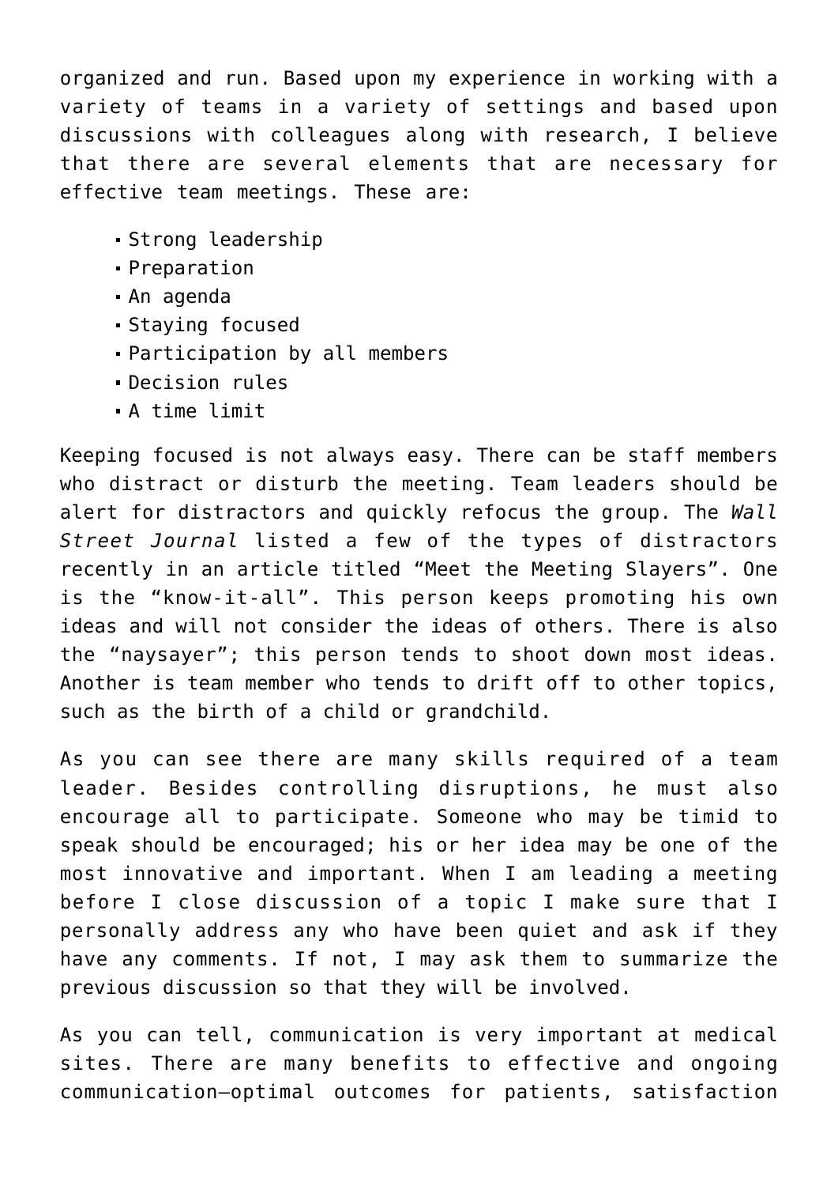organized and run. Based upon my experience in working with a variety of teams in a variety of settings and based upon discussions with colleagues along with research, I believe that there are several elements that are necessary for effective team meetings. These are:

- Strong leadership
- Preparation
- An agenda
- Staying focused
- Participation by all members
- Decision rules
- A time limit

Keeping focused is not always easy. There can be staff members who distract or disturb the meeting. Team leaders should be alert for distractors and quickly refocus the group. The *Wall Street Journal* listed a few of the types of distractors recently in an article titled "Meet the Meeting Slayers". One is the "know-it-all". This person keeps promoting his own ideas and will not consider the ideas of others. There is also the "naysayer"; this person tends to shoot down most ideas. Another is team member who tends to drift off to other topics, such as the birth of a child or grandchild.

As you can see there are many skills required of a team leader. Besides controlling disruptions, he must also encourage all to participate. Someone who may be timid to speak should be encouraged; his or her idea may be one of the most innovative and important. When I am leading a meeting before I close discussion of a topic I make sure that I personally address any who have been quiet and ask if they have any comments. If not, I may ask them to summarize the previous discussion so that they will be involved.

As you can tell, communication is very important at medical sites. There are many benefits to effective and ongoing communication—optimal outcomes for patients, satisfaction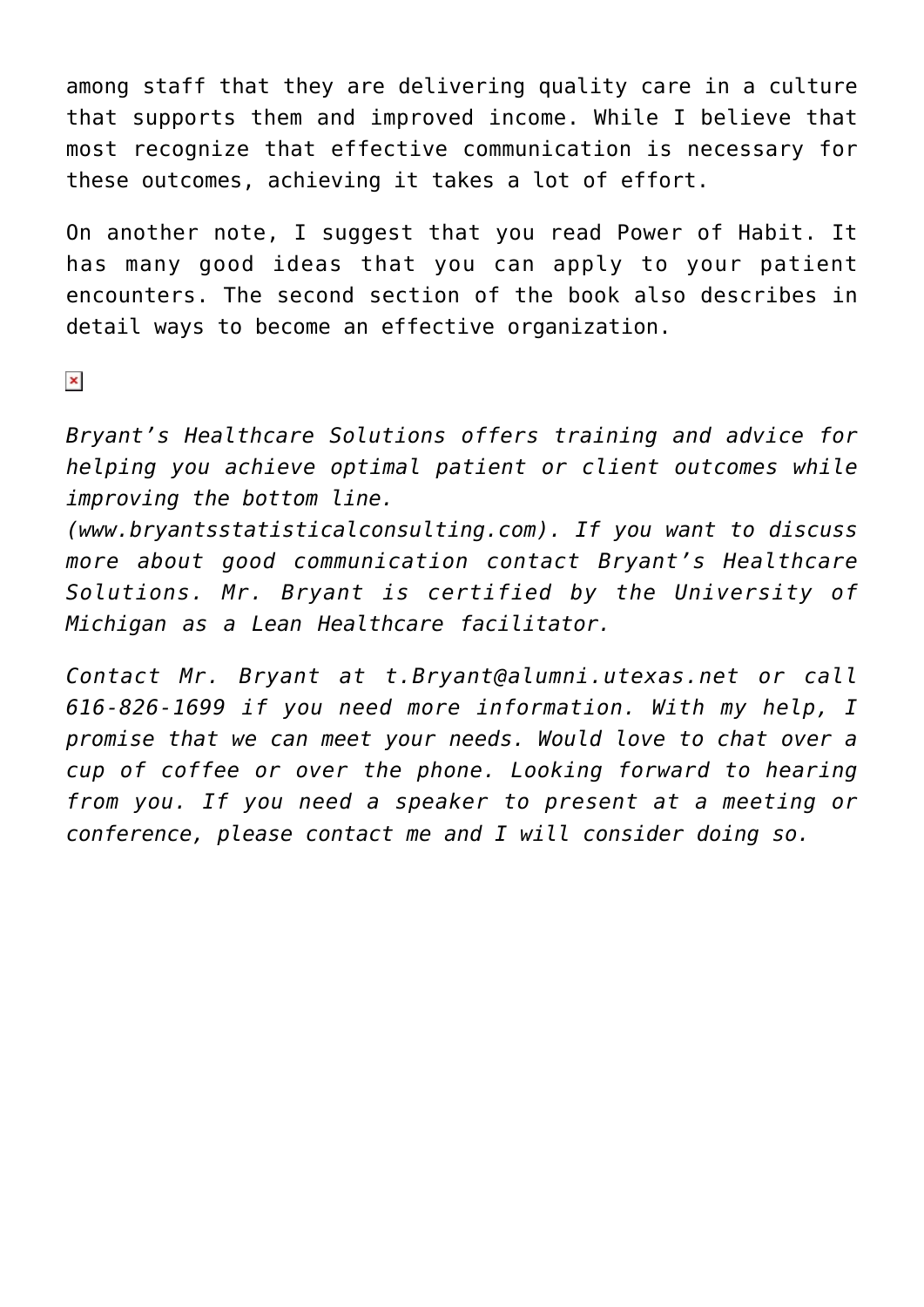among staff that they are delivering quality care in a culture that supports them and improved income. While I believe that most recognize that effective communication is necessary for these outcomes, achieving it takes a lot of effort.

On another note, I suggest that you read Power of Habit. It has many good ideas that you can apply to your patient encounters. The second section of the book also describes in detail ways to become an effective organization.

*Bryant's Healthcare Solutions offers training and advice for helping you achieve optimal patient or client outcomes while improving the bottom line. (www.bryantsstatisticalconsulting.com). If you want to discuss more about good communication contact Bryant's Healthcare Solutions. Mr. Bryant is certified by the University of Michigan as a Lean Healthcare facilitator.*

*Contact Mr. Bryant at t.Bryant@alumni.utexas.net or call 616-826-1699 if you need more information. With my help, I promise that we can meet your needs. Would love to chat over a cup of coffee or over the phone. Looking forward to hearing from you. If you need a speaker to present at a meeting or conference, please contact me and I will consider doing so.*